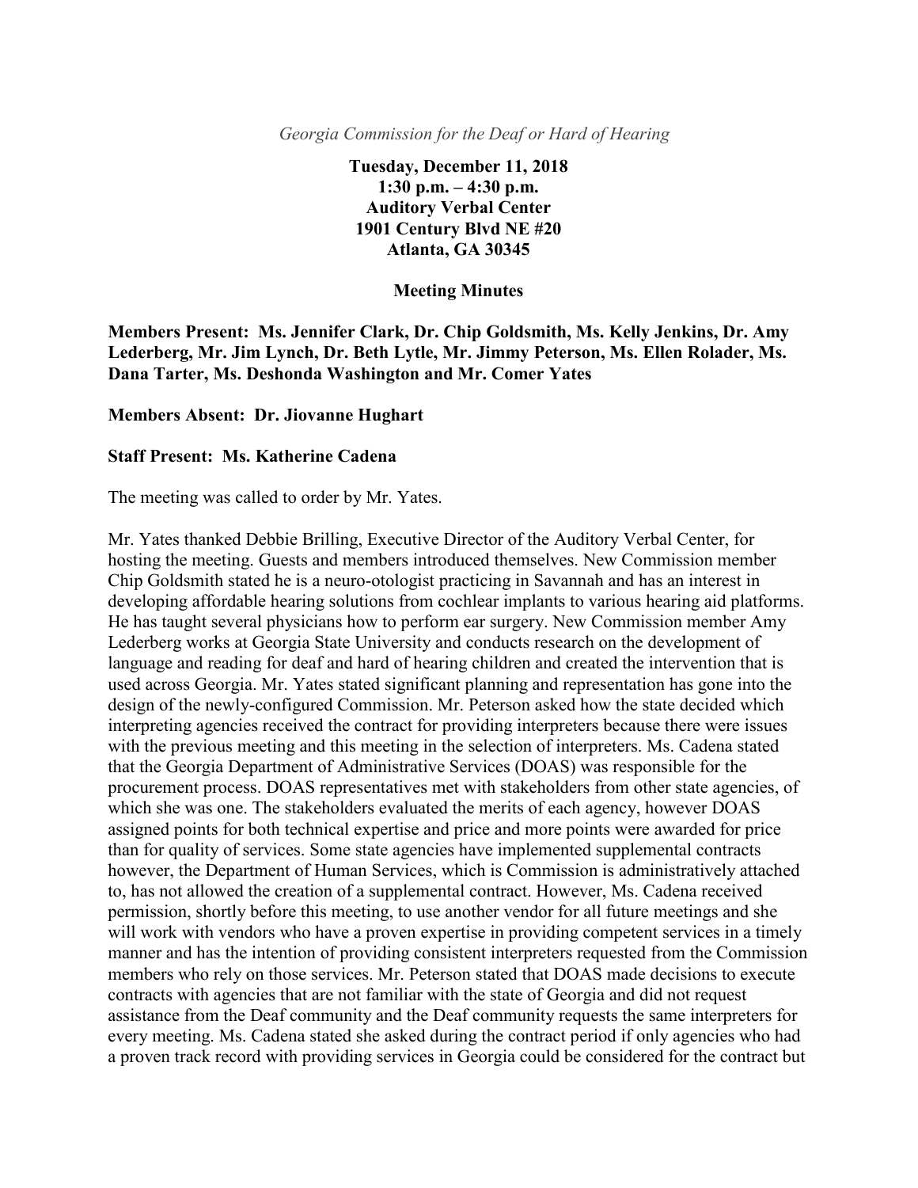*Georgia Commission for the Deaf or Hard of Hearing*

**Tuesday, December 11, 2018**
**1:30 p.m. – 4:30 p.m.**
**Auditory Verbal Center**
**1901 Century Blvd NE #20**
**Atlanta, GA 30345**

**Meeting Minutes**

**Members Present: Ms. Jennifer Clark, Dr. Chip Goldsmith, Ms. Kelly Jenkins, Dr. Amy Lederberg, Mr. Jim Lynch, Dr. Beth Lytle, Mr. Jimmy Peterson, Ms. Ellen Rolader, Ms. Dana Tarter, Ms. Deshonda Washington and Mr. Comer Yates**

**Members Absent: Dr. Jiovanne Hughart**

**Staff Present: Ms. Katherine Cadena**

The meeting was called to order by Mr. Yates.

Mr. Yates thanked Debbie Brilling, Executive Director of the Auditory Verbal Center, for hosting the meeting. Guests and members introduced themselves. New Commission member Chip Goldsmith stated he is a neuro-otologist practicing in Savannah and has an interest in developing affordable hearing solutions from cochlear implants to various hearing aid platforms. He has taught several physicians how to perform ear surgery. New Commission member Amy Lederberg works at Georgia State University and conducts research on the development of language and reading for deaf and hard of hearing children and created the intervention that is used across Georgia. Mr. Yates stated significant planning and representation has gone into the design of the newly-configured Commission. Mr. Peterson asked how the state decided which interpreting agencies received the contract for providing interpreters because there were issues with the previous meeting and this meeting in the selection of interpreters. Ms. Cadena stated that the Georgia Department of Administrative Services (DOAS) was responsible for the procurement process. DOAS representatives met with stakeholders from other state agencies, of which she was one. The stakeholders evaluated the merits of each agency, however DOAS assigned points for both technical expertise and price and more points were awarded for price than for quality of services. Some state agencies have implemented supplemental contracts however, the Department of Human Services, which is Commission is administratively attached to, has not allowed the creation of a supplemental contract. However, Ms. Cadena received permission, shortly before this meeting, to use another vendor for all future meetings and she will work with vendors who have a proven expertise in providing competent services in a timely manner and has the intention of providing consistent interpreters requested from the Commission members who rely on those services. Mr. Peterson stated that DOAS made decisions to execute contracts with agencies that are not familiar with the state of Georgia and did not request assistance from the Deaf community and the Deaf community requests the same interpreters for every meeting. Ms. Cadena stated she asked during the contract period if only agencies who had a proven track record with providing services in Georgia could be considered for the contract but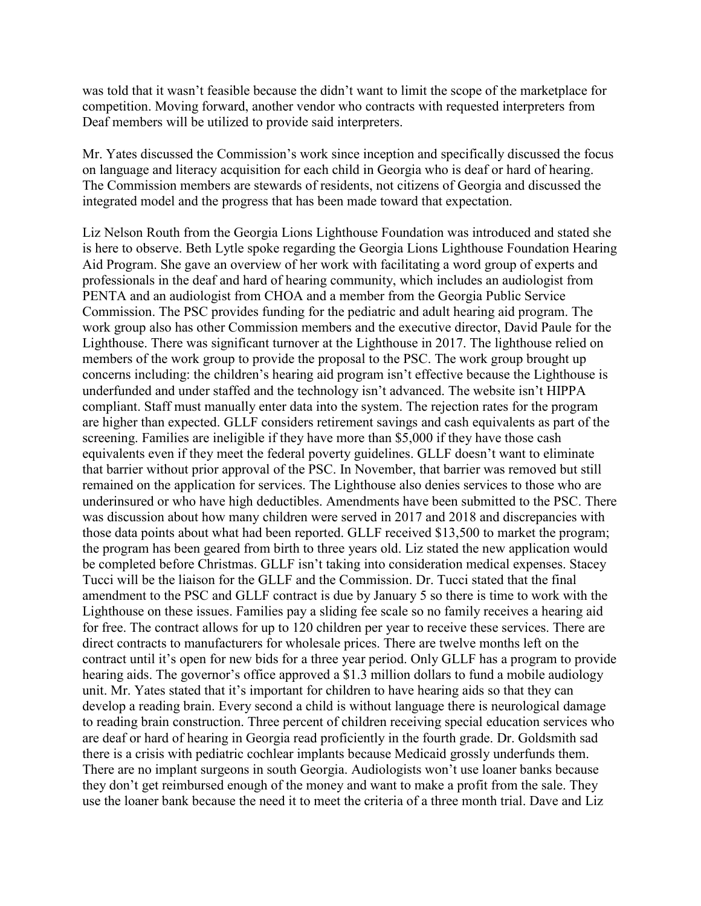was told that it wasn't feasible because the didn't want to limit the scope of the marketplace for competition. Moving forward, another vendor who contracts with requested interpreters from Deaf members will be utilized to provide said interpreters.

Mr. Yates discussed the Commission's work since inception and specifically discussed the focus on language and literacy acquisition for each child in Georgia who is deaf or hard of hearing. The Commission members are stewards of residents, not citizens of Georgia and discussed the integrated model and the progress that has been made toward that expectation.

Liz Nelson Routh from the Georgia Lions Lighthouse Foundation was introduced and stated she is here to observe. Beth Lytle spoke regarding the Georgia Lions Lighthouse Foundation Hearing Aid Program. She gave an overview of her work with facilitating a word group of experts and professionals in the deaf and hard of hearing community, which includes an audiologist from PENTA and an audiologist from CHOA and a member from the Georgia Public Service Commission. The PSC provides funding for the pediatric and adult hearing aid program. The work group also has other Commission members and the executive director, David Paule for the Lighthouse. There was significant turnover at the Lighthouse in 2017. The lighthouse relied on members of the work group to provide the proposal to the PSC. The work group brought up concerns including: the children's hearing aid program isn't effective because the Lighthouse is underfunded and under staffed and the technology isn't advanced. The website isn't HIPPA compliant. Staff must manually enter data into the system. The rejection rates for the program are higher than expected. GLLF considers retirement savings and cash equivalents as part of the screening. Families are ineligible if they have more than $5,000 if they have those cash equivalents even if they meet the federal poverty guidelines. GLLF doesn't want to eliminate that barrier without prior approval of the PSC. In November, that barrier was removed but still remained on the application for services. The Lighthouse also denies services to those who are underinsured or who have high deductibles. Amendments have been submitted to the PSC. There was discussion about how many children were served in 2017 and 2018 and discrepancies with those data points about what had been reported. GLLF received $13,500 to market the program; the program has been geared from birth to three years old. Liz stated the new application would be completed before Christmas. GLLF isn't taking into consideration medical expenses. Stacey Tucci will be the liaison for the GLLF and the Commission. Dr. Tucci stated that the final amendment to the PSC and GLLF contract is due by January 5 so there is time to work with the Lighthouse on these issues. Families pay a sliding fee scale so no family receives a hearing aid for free. The contract allows for up to 120 children per year to receive these services. There are direct contracts to manufacturers for wholesale prices. There are twelve months left on the contract until it's open for new bids for a three year period. Only GLLF has a program to provide hearing aids. The governor's office approved a $1.3 million dollars to fund a mobile audiology unit. Mr. Yates stated that it's important for children to have hearing aids so that they can develop a reading brain. Every second a child is without language there is neurological damage to reading brain construction. Three percent of children receiving special education services who are deaf or hard of hearing in Georgia read proficiently in the fourth grade. Dr. Goldsmith sad there is a crisis with pediatric cochlear implants because Medicaid grossly underfunds them. There are no implant surgeons in south Georgia. Audiologists won't use loaner banks because they don't get reimbursed enough of the money and want to make a profit from the sale. They use the loaner bank because the need it to meet the criteria of a three month trial. Dave and Liz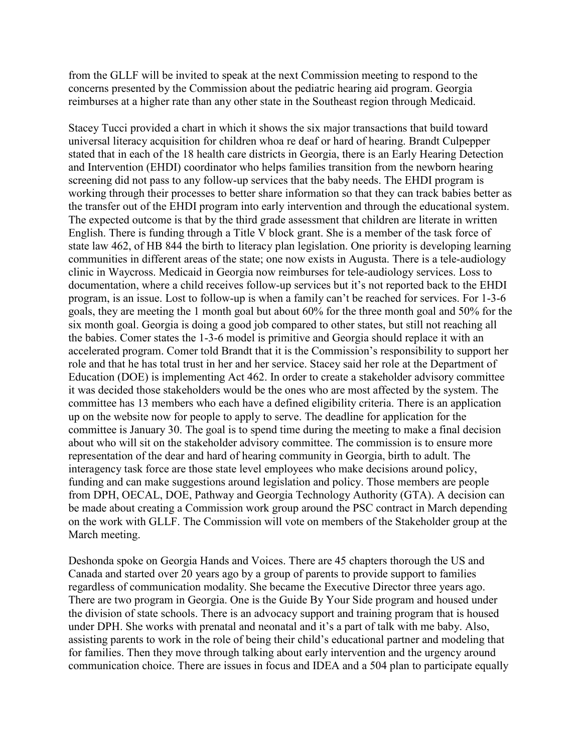from the GLLF will be invited to speak at the next Commission meeting to respond to the concerns presented by the Commission about the pediatric hearing aid program. Georgia reimburses at a higher rate than any other state in the Southeast region through Medicaid.

Stacey Tucci provided a chart in which it shows the six major transactions that build toward universal literacy acquisition for children whoa re deaf or hard of hearing. Brandt Culpepper stated that in each of the 18 health care districts in Georgia, there is an Early Hearing Detection and Intervention (EHDI) coordinator who helps families transition from the newborn hearing screening did not pass to any follow-up services that the baby needs. The EHDI program is working through their processes to better share information so that they can track babies better as the transfer out of the EHDI program into early intervention and through the educational system. The expected outcome is that by the third grade assessment that children are literate in written English. There is funding through a Title V block grant. She is a member of the task force of state law 462, of HB 844 the birth to literacy plan legislation. One priority is developing learning communities in different areas of the state; one now exists in Augusta. There is a tele-audiology clinic in Waycross. Medicaid in Georgia now reimburses for tele-audiology services. Loss to documentation, where a child receives follow-up services but it's not reported back to the EHDI program, is an issue. Lost to follow-up is when a family can't be reached for services. For 1-3-6 goals, they are meeting the 1 month goal but about 60% for the three month goal and 50% for the six month goal. Georgia is doing a good job compared to other states, but still not reaching all the babies. Comer states the 1-3-6 model is primitive and Georgia should replace it with an accelerated program. Comer told Brandt that it is the Commission's responsibility to support her role and that he has total trust in her and her service. Stacey said her role at the Department of Education (DOE) is implementing Act 462. In order to create a stakeholder advisory committee it was decided those stakeholders would be the ones who are most affected by the system. The committee has 13 members who each have a defined eligibility criteria. There is an application up on the website now for people to apply to serve. The deadline for application for the committee is January 30. The goal is to spend time during the meeting to make a final decision about who will sit on the stakeholder advisory committee. The commission is to ensure more representation of the dear and hard of hearing community in Georgia, birth to adult. The interagency task force are those state level employees who make decisions around policy, funding and can make suggestions around legislation and policy. Those members are people from DPH, OECAL, DOE, Pathway and Georgia Technology Authority (GTA). A decision can be made about creating a Commission work group around the PSC contract in March depending on the work with GLLF. The Commission will vote on members of the Stakeholder group at the March meeting.

Deshonda spoke on Georgia Hands and Voices. There are 45 chapters thorough the US and Canada and started over 20 years ago by a group of parents to provide support to families regardless of communication modality. She became the Executive Director three years ago. There are two program in Georgia. One is the Guide By Your Side program and housed under the division of state schools. There is an advocacy support and training program that is housed under DPH. She works with prenatal and neonatal and it's a part of talk with me baby. Also, assisting parents to work in the role of being their child's educational partner and modeling that for families. Then they move through talking about early intervention and the urgency around communication choice. There are issues in focus and IDEA and a 504 plan to participate equally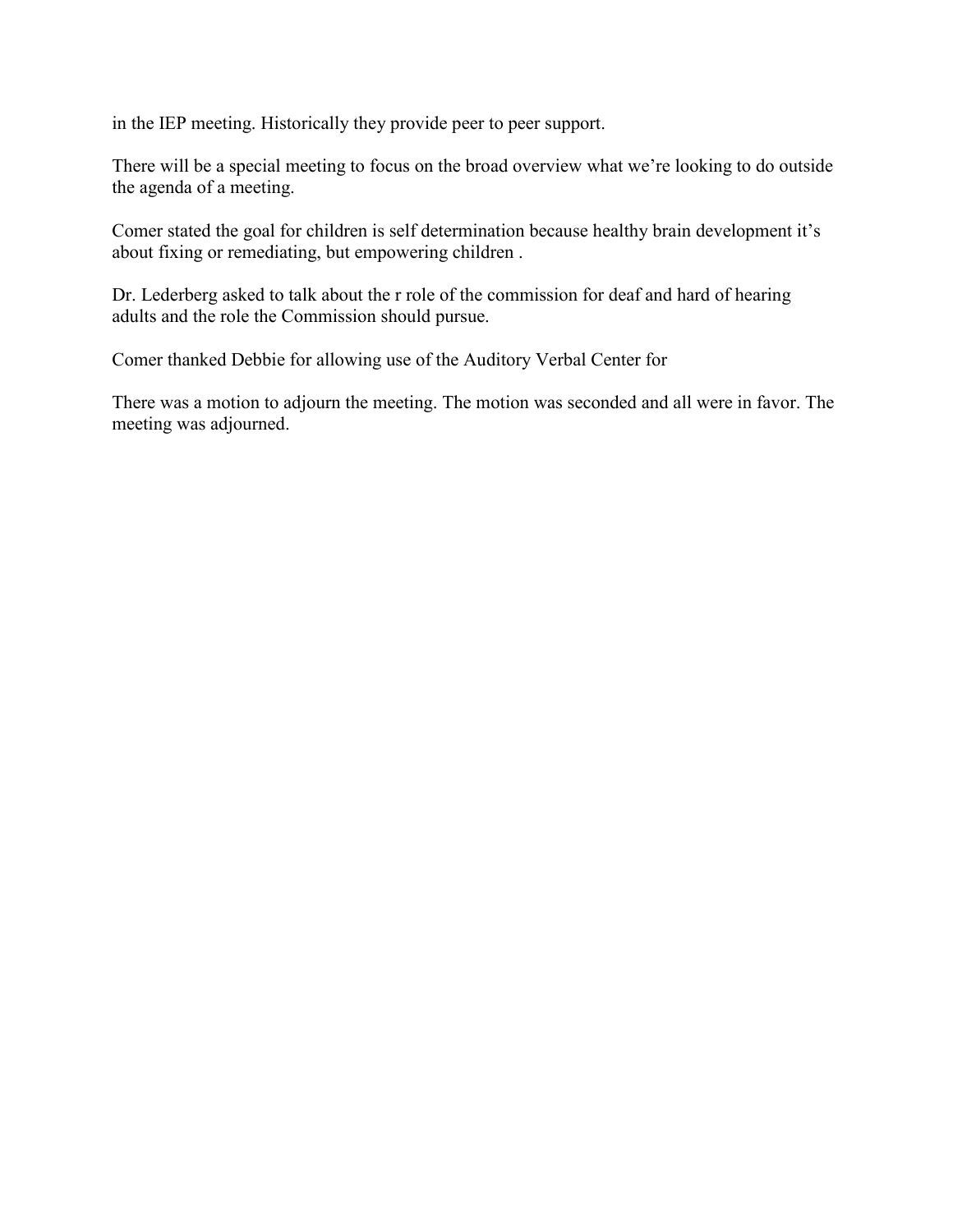in the IEP meeting. Historically they provide peer to peer support.

There will be a special meeting to focus on the broad overview what we're looking to do outside the agenda of a meeting.

Comer stated the goal for children is self determination because healthy brain development it's about fixing or remediating, but empowering children .

Dr. Lederberg asked to talk about the r role of the commission for deaf and hard of hearing adults and the role the Commission should pursue.

Comer thanked Debbie for allowing use of the Auditory Verbal Center for

There was a motion to adjourn the meeting. The motion was seconded and all were in favor. The meeting was adjourned.